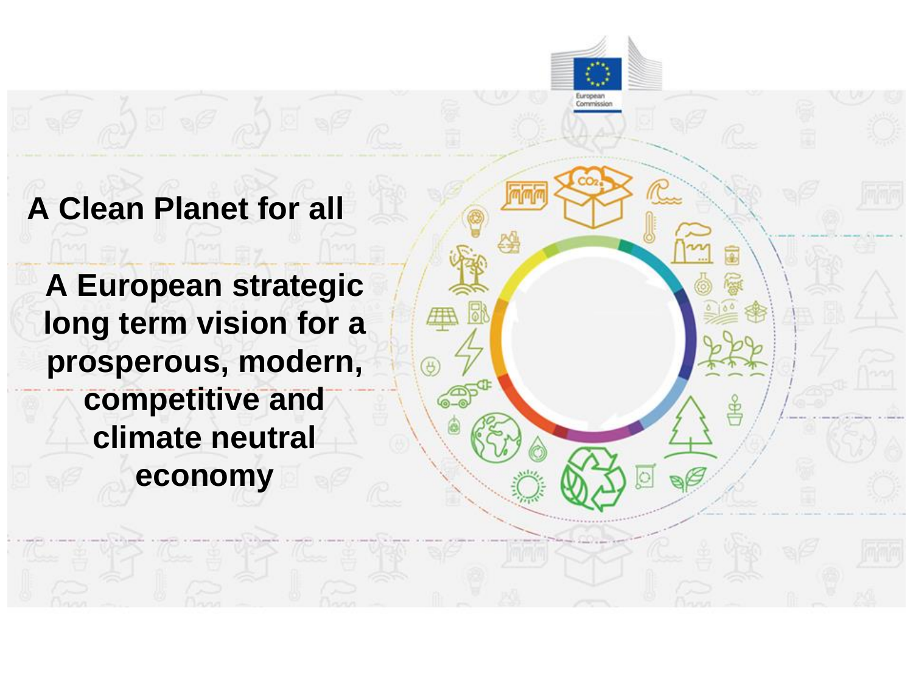# A Clean Planet for all

## A European strategic long term vision for a prosperous, modern, competitive and climate neutral economy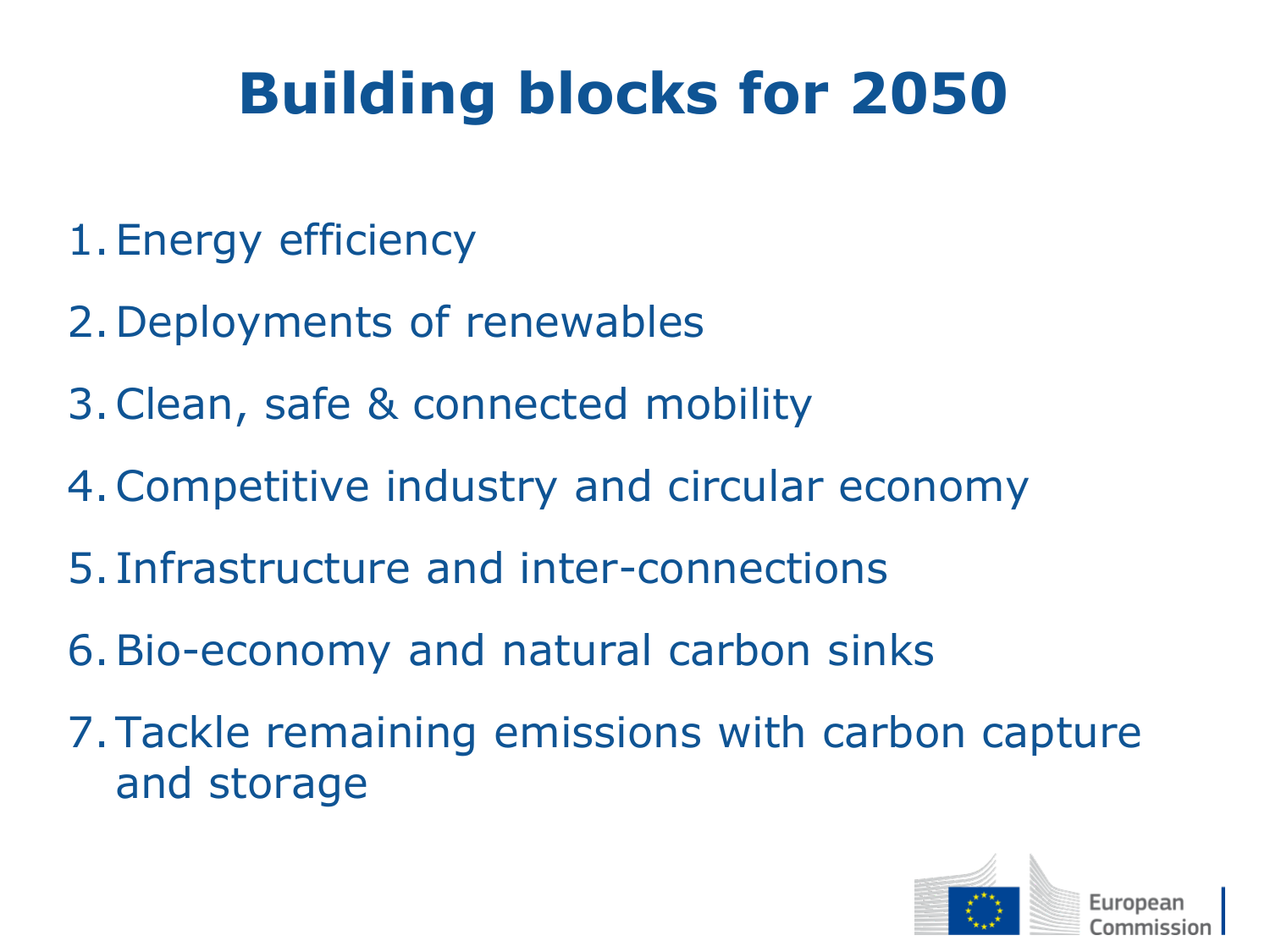# Building blocks for 2050

1. Energy efficiency
2. Deployments of renewables
3. Clean, safe & connected mobility
4. Competitive industry and circular economy
5. Infrastructure and inter-connections
6. Bio-economy and natural carbon sinks
7. Tackle remaining emissions with carbon capture and storage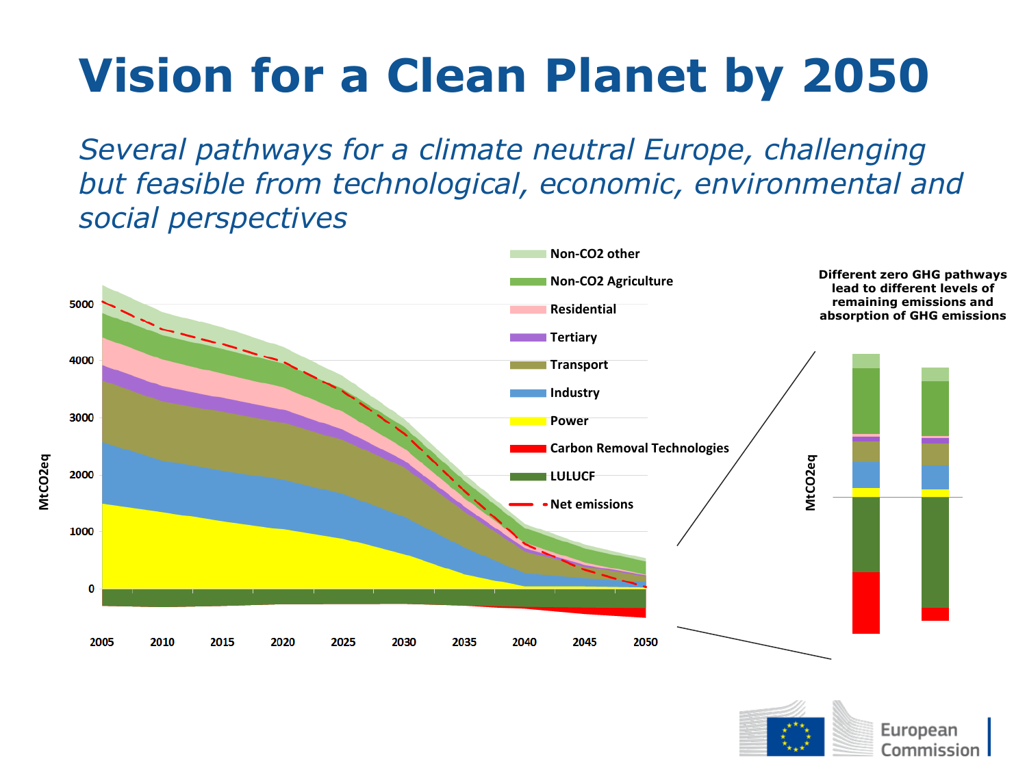# Vision for a Clean Planet by 2050

*Several pathways for a climate neutral Europe, challenging but feasible from technological, economic, environmental and social perspectives*

Non-CO2 other
Non-CO2 Agriculture
Residential
Tertiary
Transport
Industry
Power
Carbon Removal Technologies
LULUCF
Net emissions

MtCO2eq

5000
4000
3000
2000
1000
0

2005 2010 2015 2020 2025 2030 2035 2040 2045 2050

**Different zero GHG pathways lead to different levels of remaining emissions and absorption of GHG emissions**

MtCO2eq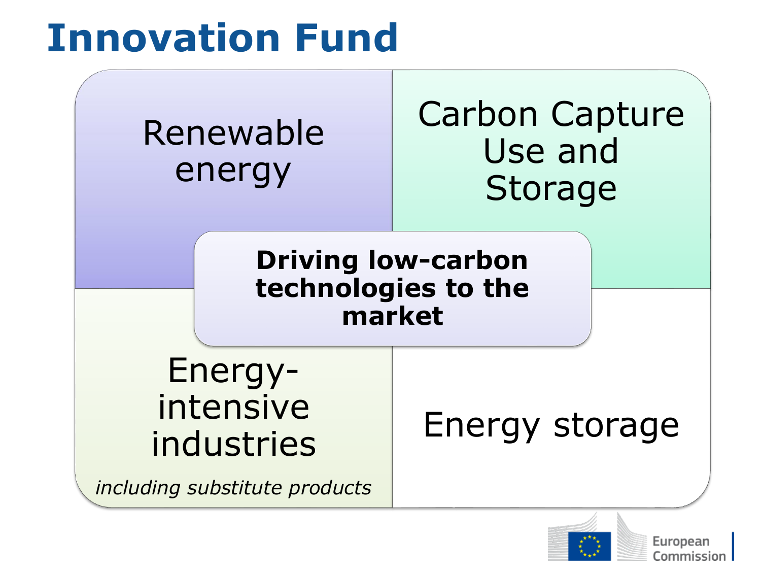# Innovation Fund

Renewable energy

Carbon Capture Use and Storage

**Driving low-carbon technologies to the market**

Energy-intensive industries

*including substitute products*

Energy storage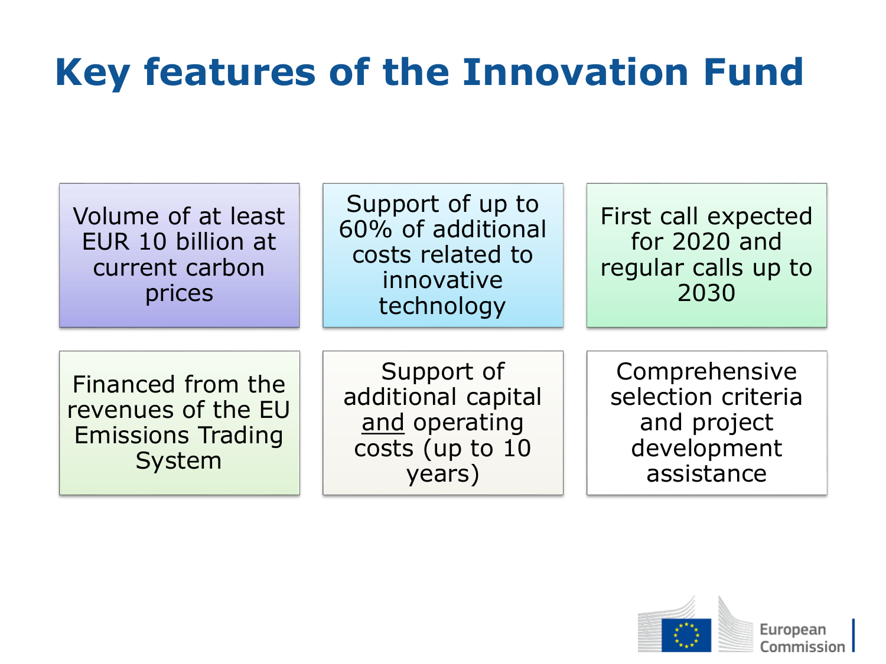# Key features of the Innovation Fund

- Volume of at least EUR 10 billion at current carbon prices
- Support of up to 60% of additional costs related to innovative technology
- First call expected for 2020 and regular calls up to 2030
- Financed from the revenues of the EU Emissions Trading System
- Support of additional capital <u>and</u> operating costs (up to 10 years)
- Comprehensive selection criteria and project development assistance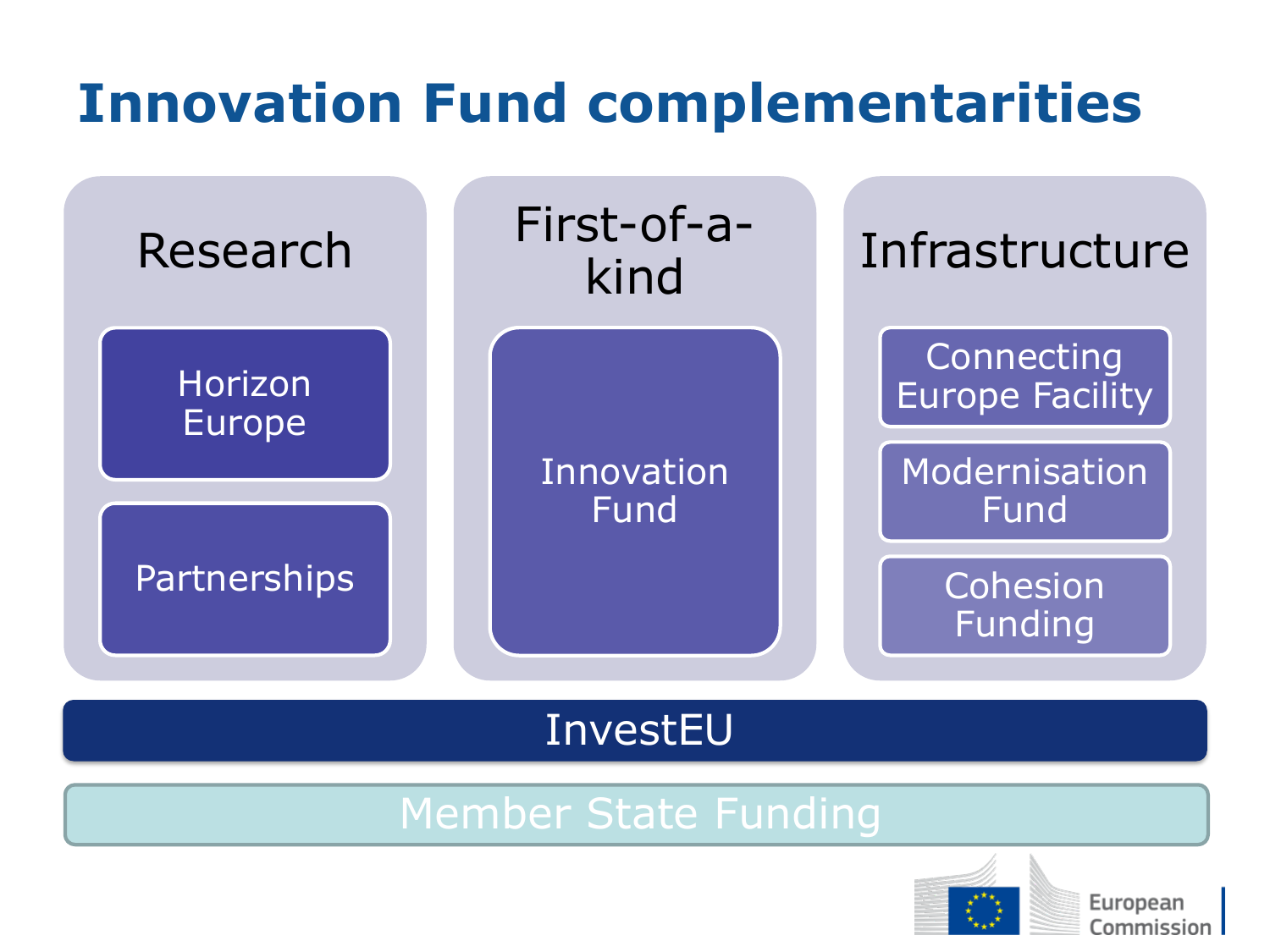# Innovation Fund complementarities

## Research

- Horizon Europe
- Partnerships

## First-of-a-kind

- Innovation Fund

## Infrastructure

- Connecting Europe Facility
- Modernisation Fund
- Cohesion Funding

InvestEU

Member State Funding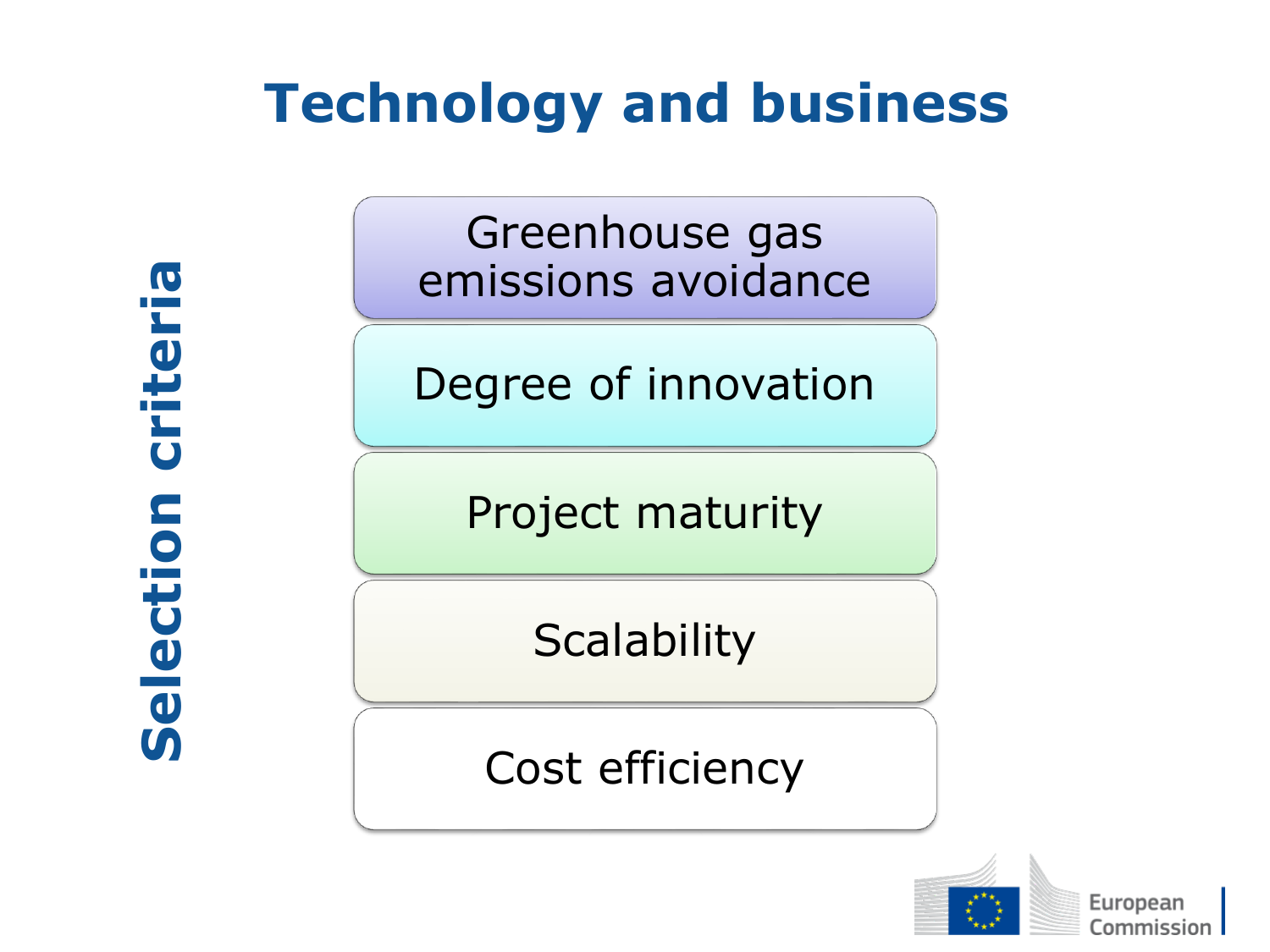# Technology and business

**Selection criteria**

- Greenhouse gas emissions avoidance
- Degree of innovation
- Project maturity
- Scalability
- Cost efficiency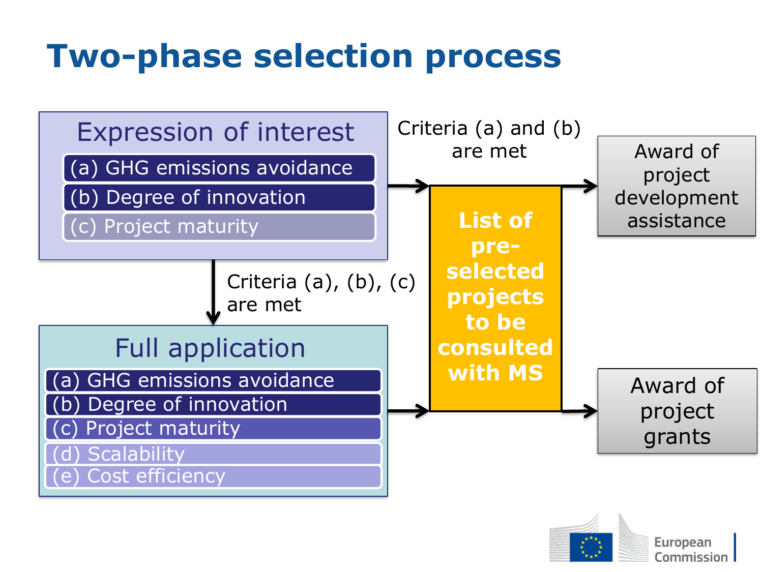# Two-phase selection process

**Expression of interest**

- (a) GHG emissions avoidance
- (b) Degree of innovation
- (c) Project maturity

Criteria (a) and (b) are met

Criteria (a), (b), (c) are met

**Full application**

- (a) GHG emissions avoidance
- (b) Degree of innovation
- (c) Project maturity
- (d) Scalability
- (e) Cost efficiency

**List of pre-selected projects to be consulted with MS**

Award of project development assistance

Award of project grants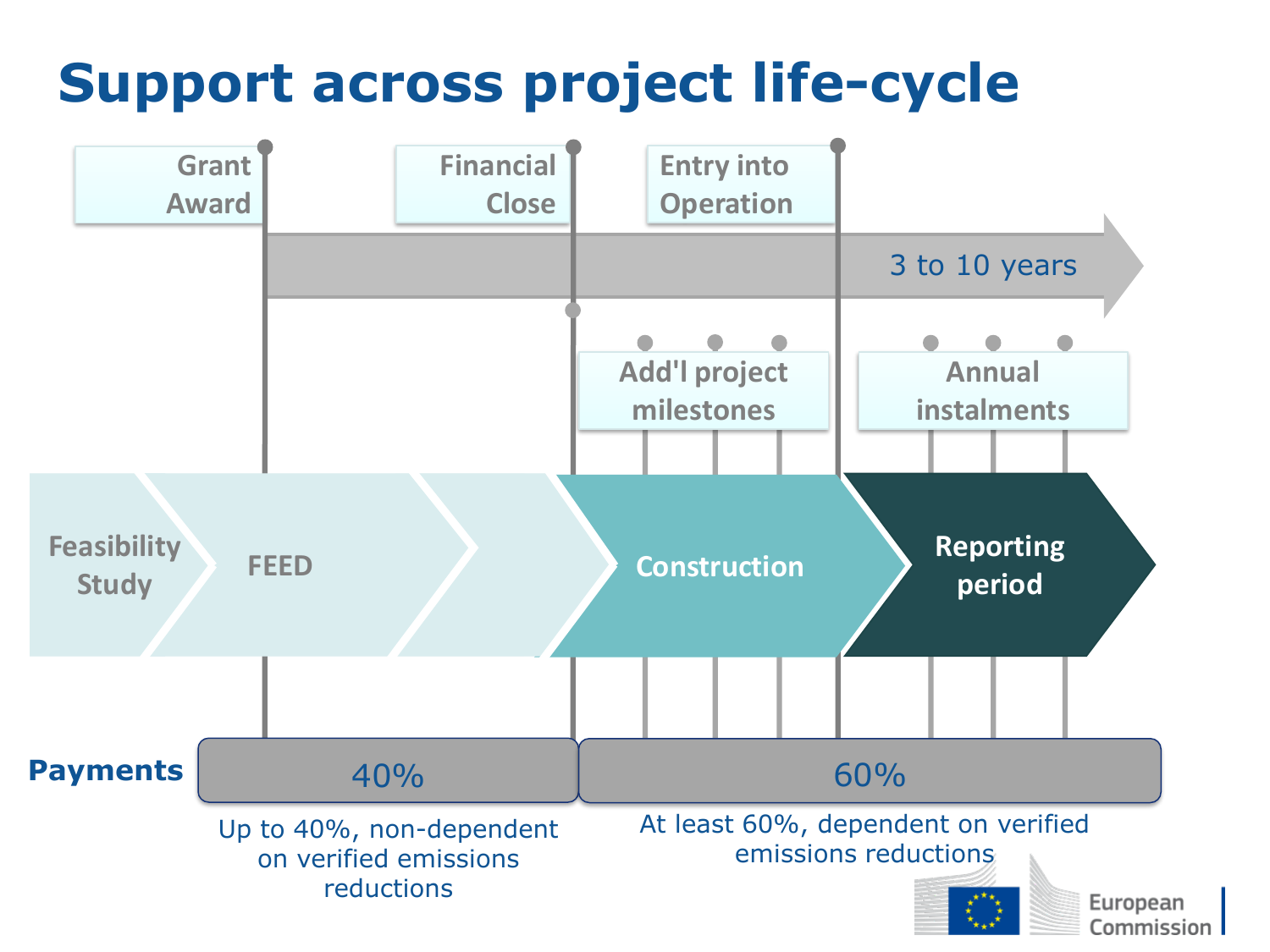# Support across project life-cycle

Grant Award

Financial Close

Entry into Operation

3 to 10 years

Add'l project milestones

Annual instalments

Feasibility Study

FEED

Construction

Reporting period

**Payments**

| 40% | 60% |
|---|---|
| Up to 40%, non-dependent on verified emissions reductions | At least 60%, dependent on verified emissions reductions |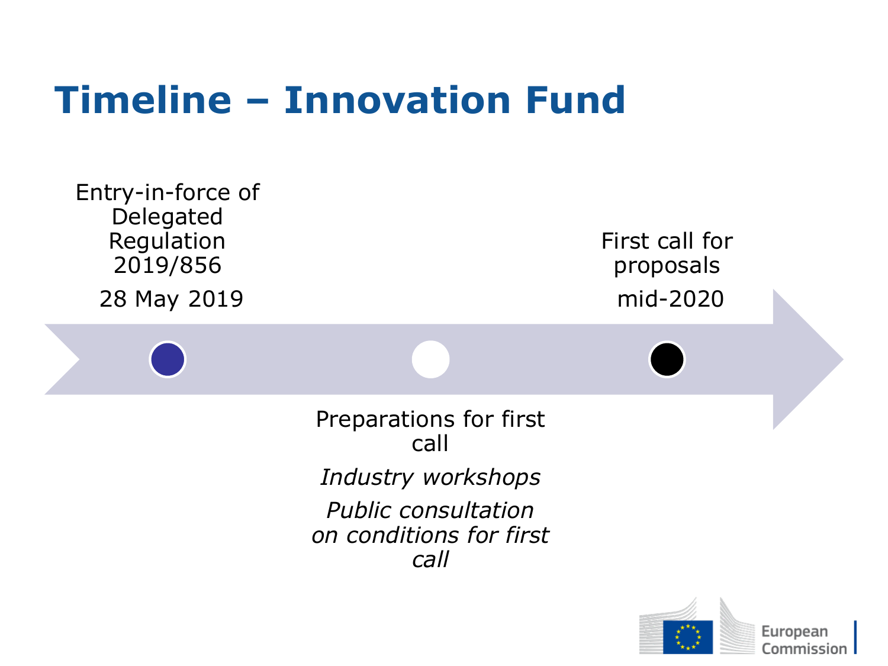# Timeline – Innovation Fund

Entry-in-force of Delegated Regulation 2019/856

28 May 2019

Preparations for first call

*Industry workshops*

*Public consultation on conditions for first call*

First call for proposals

mid-2020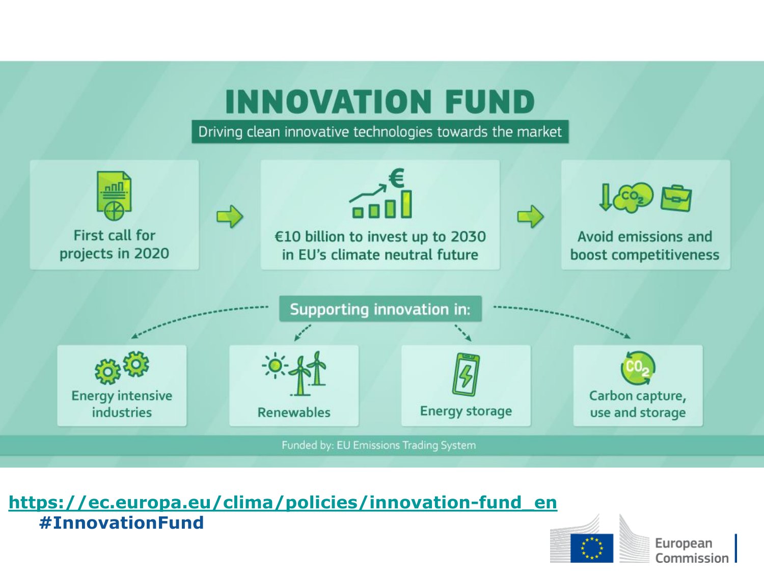# INNOVATION FUND

Driving clean innovative technologies towards the market

First call for projects in 2020

€10 billion to invest up to 2030 in EU's climate neutral future

Avoid emissions and boost competitiveness

Supporting innovation in:

- Energy intensive industries
- Renewables
- Energy storage
- Carbon capture, use and storage

Funded by: EU Emissions Trading System

https://ec.europa.eu/clima/policies/innovation-fund_en

**#InnovationFund**

European Commission